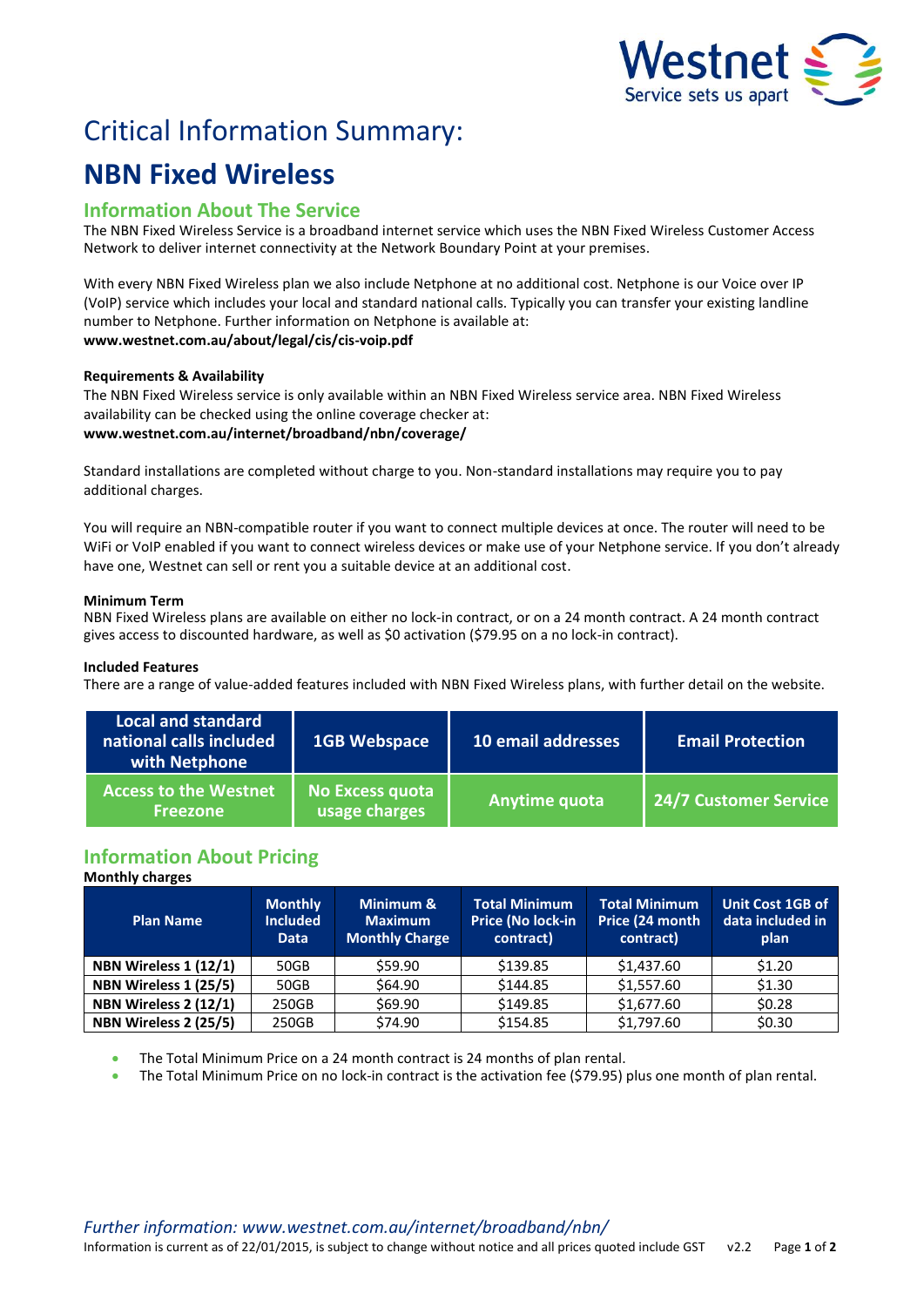# Critical Information Summary:

# NBN Fixed Wireless

## Information About The Service

The NBN Fixed Wireless Service is a broadband internet service which uses the NBN Fixed Wireless Customer Access Network to deliver internet connectivity at the Network Boundary Point at your premises.

With every NBN Fixed Wireless plan we also include Netphone at no additional cost. Netphone is our Voice over IP (VoIP) service which includes your local and standard national calls. Typically you can transfer your existing landline number to Netphone. Further information on Netphone is available at:
**www.westnet.com.au/about/legal/cis/cis-voip.pdf**

**Requirements & Availability**

The NBN Fixed Wireless service is only available within an NBN Fixed Wireless service area. NBN Fixed Wireless availability can be checked using the online coverage checker at:
**www.westnet.com.au/internet/broadband/nbn/coverage/**

Standard installations are completed without charge to you. Non-standard installations may require you to pay additional charges.

You will require an NBN-compatible router if you want to connect multiple devices at once. The router will need to be WiFi or VoIP enabled if you want to connect wireless devices or make use of your Netphone service. If you don't already have one, Westnet can sell or rent you a suitable device at an additional cost.

**Minimum Term**

NBN Fixed Wireless plans are available on either no lock-in contract, or on a 24 month contract. A 24 month contract gives access to discounted hardware, as well as $0 activation ($79.95 on a no lock-in contract).

**Included Features**

There are a range of value-added features included with NBN Fixed Wireless plans, with further detail on the website.

| Local and standard national calls included with Netphone | 1GB Webspace | 10 email addresses | Email Protection |
|---|---|---|---|
| Access to the Westnet Freezone | No Excess quota usage charges | Anytime quota | 24/7 Customer Service |

## Information About Pricing

**Monthly charges**

| Plan Name | Monthly Included Data | Minimum & Maximum Monthly Charge | Total Minimum Price (No lock-in contract) | Total Minimum Price (24 month contract) | Unit Cost 1GB of data included in plan |
|---|---|---|---|---|---|
| **NBN Wireless 1 (12/1)** | 50GB | $59.90 | $139.85 | $1,437.60 | $1.20 |
| **NBN Wireless 1 (25/5)** | 50GB | $64.90 | $144.85 | $1,557.60 | $1.30 |
| **NBN Wireless 2 (12/1)** | 250GB | $69.90 | $149.85 | $1,677.60 | $0.28 |
| **NBN Wireless 2 (25/5)** | 250GB | $74.90 | $154.85 | $1,797.60 | $0.30 |

- The Total Minimum Price on a 24 month contract is 24 months of plan rental.
- The Total Minimum Price on no lock-in contract is the activation fee ($79.95) plus one month of plan rental.

*Further information: www.westnet.com.au/internet/broadband/nbn/*

Information is current as of 22/01/2015, is subject to change without notice and all prices quoted include GST v2.2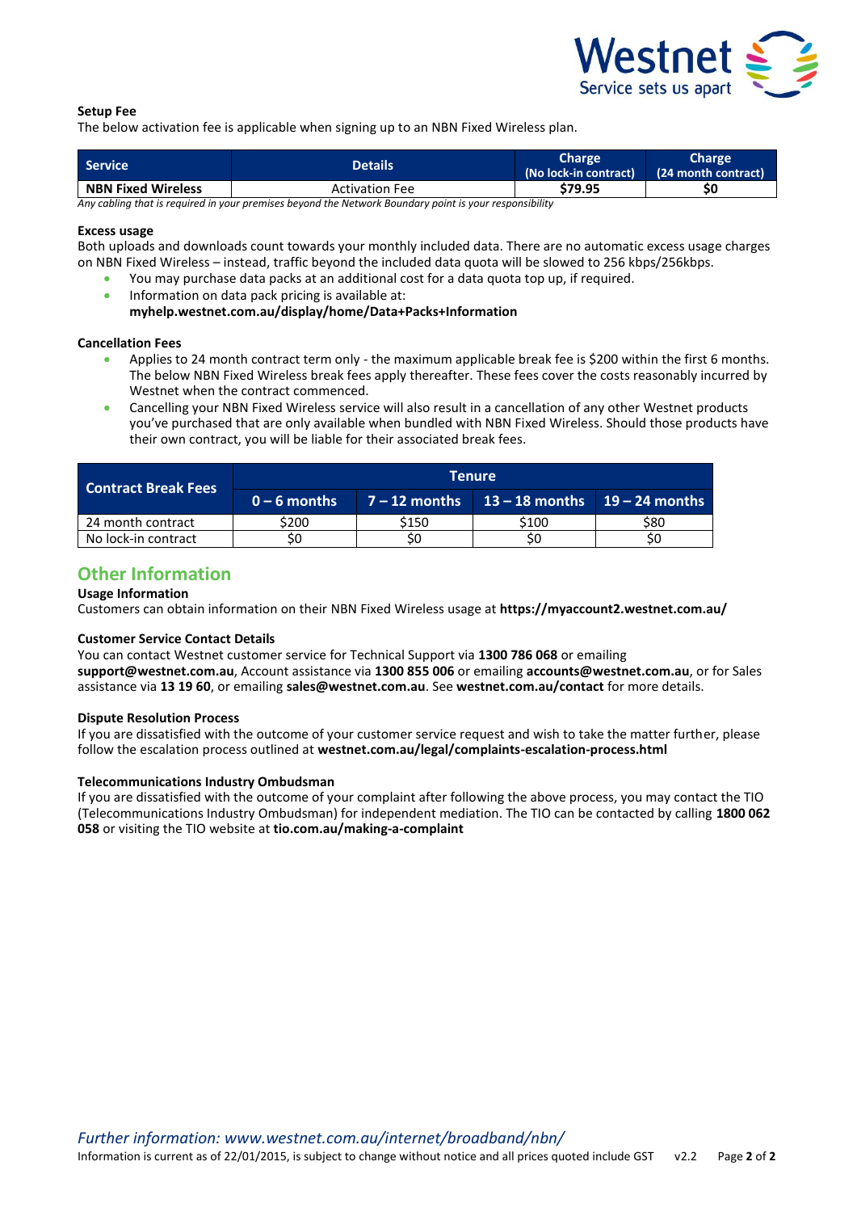### Setup Fee

The below activation fee is applicable when signing up to an NBN Fixed Wireless plan.

| Service | Details | Charge (No lock-in contract) | Charge (24 month contract) |
|---|---|---|---|
| **NBN Fixed Wireless** | Activation Fee | **$79.95** | **$0** |

*Any cabling that is required in your premises beyond the Network Boundary point is your responsibility*

### Excess usage

Both uploads and downloads count towards your monthly included data. There are no automatic excess usage charges on NBN Fixed Wireless – instead, traffic beyond the included data quota will be slowed to 256 kbps/256kbps.

- You may purchase data packs at an additional cost for a data quota top up, if required.
- Information on data pack pricing is available at: **myhelp.westnet.com.au/display/home/Data+Packs+Information**

### Cancellation Fees

- Applies to 24 month contract term only - the maximum applicable break fee is $200 within the first 6 months. The below NBN Fixed Wireless break fees apply thereafter. These fees cover the costs reasonably incurred by Westnet when the contract commenced.
- Cancelling your NBN Fixed Wireless service will also result in a cancellation of any other Westnet products you've purchased that are only available when bundled with NBN Fixed Wireless. Should those products have their own contract, you will be liable for their associated break fees.

| Contract Break Fees | Tenure | | | |
|---|---|---|---|---|
| | **0 – 6 months** | **7 – 12 months** | **13 – 18 months** | **19 – 24 months** |
| 24 month contract | $200 | $150 | $100 | $80 |
| No lock-in contract | $0 | $0 | $0 | $0 |

## Other Information

### Usage Information

Customers can obtain information on their NBN Fixed Wireless usage at **https://myaccount2.westnet.com.au/**

### Customer Service Contact Details

You can contact Westnet customer service for Technical Support via **1300 786 068** or emailing **support@westnet.com.au**, Account assistance via **1300 855 006** or emailing **accounts@westnet.com.au**, or for Sales assistance via **13 19 60**, or emailing **sales@westnet.com.au**. See **westnet.com.au/contact** for more details.

### Dispute Resolution Process

If you are dissatisfied with the outcome of your customer service request and wish to take the matter further, please follow the escalation process outlined at **westnet.com.au/legal/complaints-escalation-process.html**

### Telecommunications Industry Ombudsman

If you are dissatisfied with the outcome of your complaint after following the above process, you may contact the TIO (Telecommunications Industry Ombudsman) for independent mediation. The TIO can be contacted by calling **1800 062 058** or visiting the TIO website at **tio.com.au/making-a-complaint**

*Further information: www.westnet.com.au/internet/broadband/nbn/*

Information is current as of 22/01/2015, is subject to change without notice and all prices quoted include GST v2.2